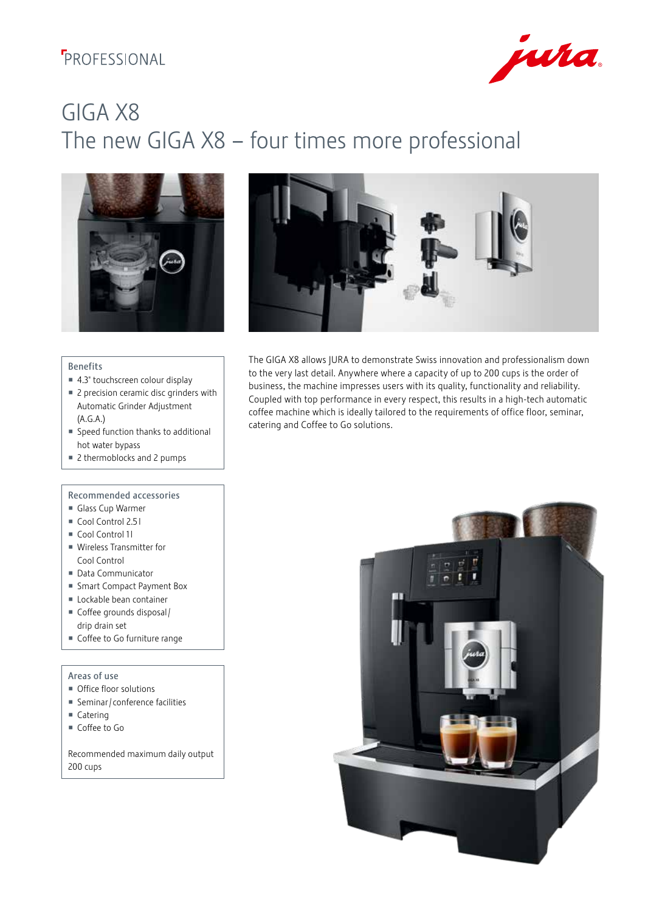PROFESSIONAL

# GIGA X8
## The new GIGA X8 – four times more professional

The GIGA X8 allows JURA to demonstrate Swiss innovation and professionalism down to the very last detail. Anywhere where a capacity of up to 200 cups is the order of business, the machine impresses users with its quality, functionality and reliability. Coupled with top performance in every respect, this results in a high-tech automatic coffee machine which is ideally tailored to the requirements of office floor, seminar, catering and Coffee to Go solutions.

### Benefits

- 4.3" touchscreen colour display
- 2 precision ceramic disc grinders with Automatic Grinder Adjustment (A.G.A.)
- Speed function thanks to additional hot water bypass
- 2 thermoblocks and 2 pumps

### Recommended accessories

- Glass Cup Warmer
- Cool Control 2.5 l
- Cool Control 1 l
- Wireless Transmitter for Cool Control
- Data Communicator
- Smart Compact Payment Box
- Lockable bean container
- Coffee grounds disposal / drip drain set
- Coffee to Go furniture range

### Areas of use

- Office floor solutions
- Seminar / conference facilities
- Catering
- Coffee to Go

Recommended maximum daily output 200 cups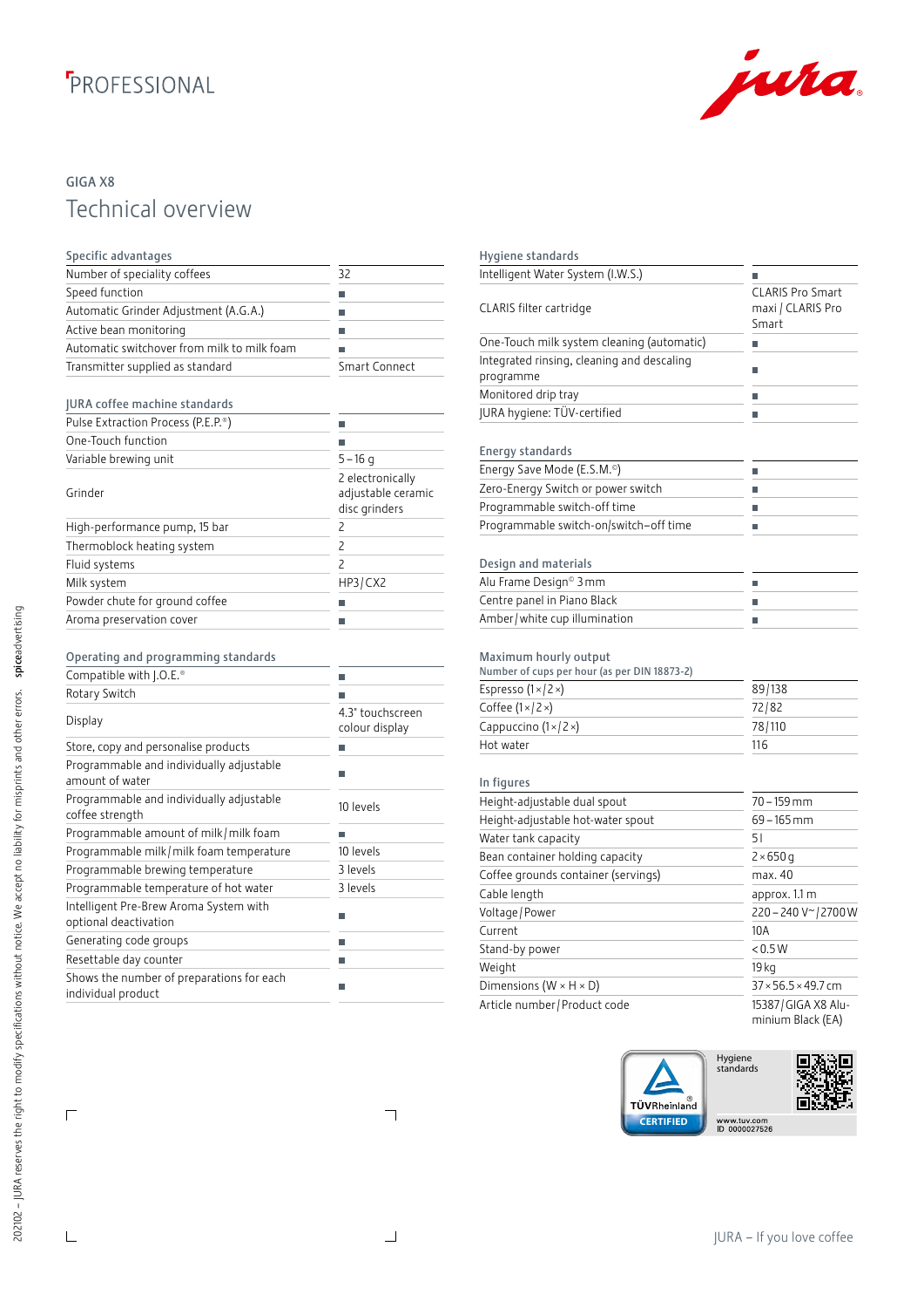PROFESSIONAL

jura

GIGA X8

# Technical overview

| Specific advantages | |
|---|---|
| Number of speciality coffees | 32 |
| Speed function | ■ |
| Automatic Grinder Adjustment (A.G.A.) | ■ |
| Active bean monitoring | ■ |
| Automatic switchover from milk to milk foam | ■ |
| Transmitter supplied as standard | Smart Connect |

| JURA coffee machine standards | |
|---|---|
| Pulse Extraction Process (P.E.P.®) | ■ |
| One-Touch function | ■ |
| Variable brewing unit | 5 – 16 g |
| Grinder | 2 electronically adjustable ceramic disc grinders |
| High-performance pump, 15 bar | 2 |
| Thermoblock heating system | 2 |
| Fluid systems | 2 |
| Milk system | HP3 / CX2 |
| Powder chute for ground coffee | ■ |
| Aroma preservation cover | ■ |

| Operating and programming standards | |
|---|---|
| Compatible with J.O.E.® | ■ |
| Rotary Switch | ■ |
| Display | 4.3" touchscreen colour display |
| Store, copy and personalise products | ■ |
| Programmable and individually adjustable amount of water | ■ |
| Programmable and individually adjustable coffee strength | 10 levels |
| Programmable amount of milk / milk foam | ■ |
| Programmable milk / milk foam temperature | 10 levels |
| Programmable brewing temperature | 3 levels |
| Programmable temperature of hot water | 3 levels |
| Intelligent Pre-Brew Aroma System with optional deactivation | ■ |
| Generating code groups | ■ |
| Resettable day counter | ■ |
| Shows the number of preparations for each individual product | ■ |

| Hygiene standards | |
|---|---|
| Intelligent Water System (I.W.S.) | ■ |
| CLARIS filter cartridge | CLARIS Pro Smart maxi / CLARIS Pro Smart |
| One-Touch milk system cleaning (automatic) | ■ |
| Integrated rinsing, cleaning and descaling programme | ■ |
| Monitored drip tray | ■ |
| JURA hygiene: TÜV-certified | ■ |

| Energy standards | |
|---|---|
| Energy Save Mode (E.S.M.©) | ■ |
| Zero-Energy Switch or power switch | ■ |
| Programmable switch-off time | ■ |
| Programmable switch-on/switch–off time | ■ |

| Design and materials | |
|---|---|
| Alu Frame Design© 3 mm | ■ |
| Centre panel in Piano Black | ■ |
| Amber / white cup illumination | ■ |

| Maximum hourly output<br>Number of cups per hour (as per DIN 18873-2) | |
|---|---|
| Espresso (1 × / 2 ×) | 89 / 138 |
| Coffee (1 × / 2 ×) | 72 / 82 |
| Cappuccino (1 × / 2 ×) | 78 / 110 |
| Hot water | 116 |

| In figures | |
|---|---|
| Height-adjustable dual spout | 70 – 159 mm |
| Height-adjustable hot-water spout | 69 – 165 mm |
| Water tank capacity | 5 l |
| Bean container holding capacity | 2 × 650 g |
| Coffee grounds container (servings) | max. 40 |
| Cable length | approx. 1.1 m |
| Voltage / Power | 220 – 240 V~ / 2700 W |
| Current | 10A |
| Stand-by power | < 0.5 W |
| Weight | 19 kg |
| Dimensions (W × H × D) | 37 × 56.5 × 49.7 cm |
| Article number / Product code | 15387 / GIGA X8 Aluminium Black (EA) |

TÜVRheinland CERTIFIED
Hygiene standards
www.tuv.com
ID 0000027526

202102 – JURA reserves the right to modify specifications without notice. We accept no liability for misprints and other errors. spiceadvertising

JURA – If you love coffee